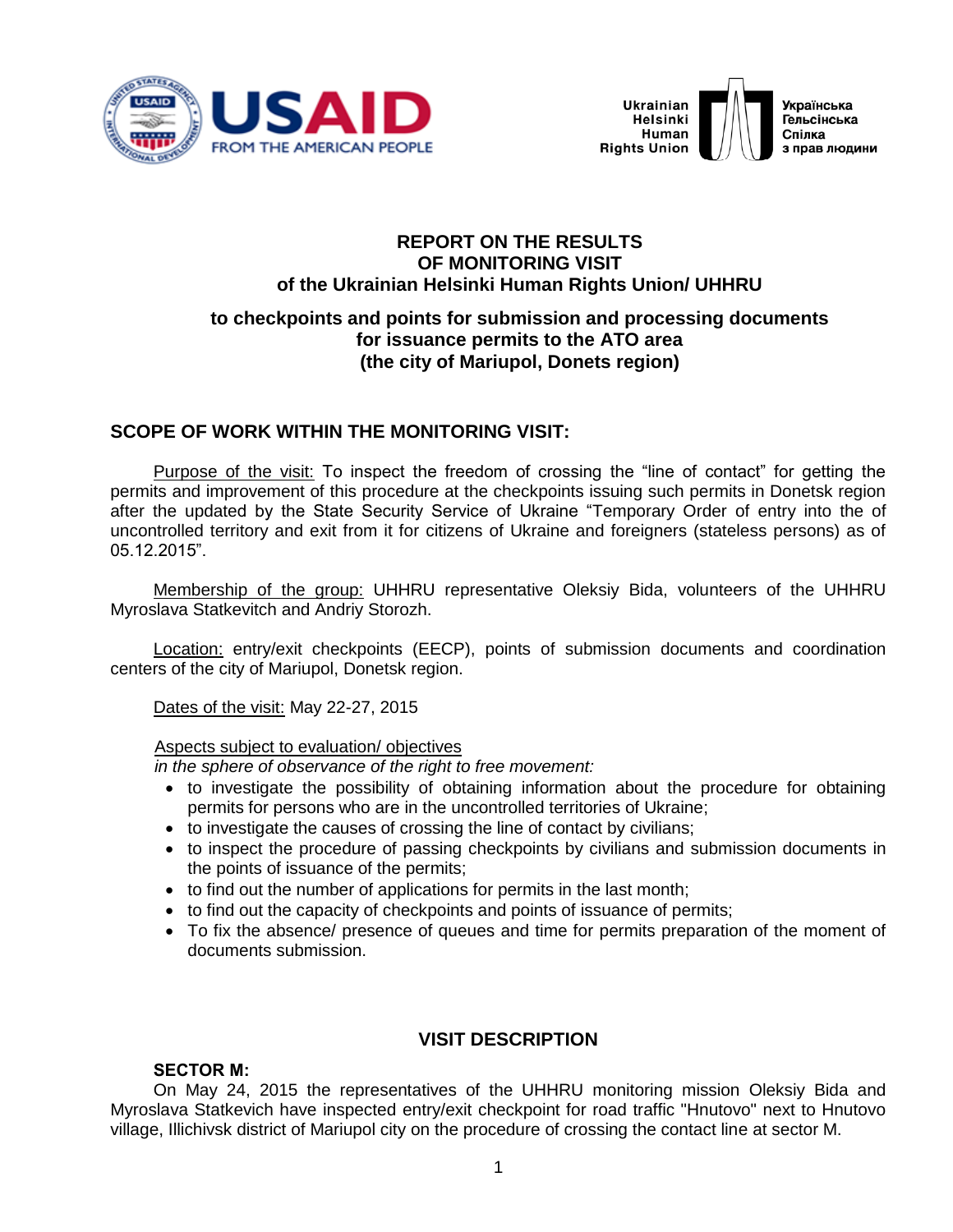USAID
FROM THE AMERICAN PEOPLE

Ukrainian Helsinki Human Rights Union
Українська Гельсінська Спілка з прав людини

# REPORT ON THE RESULTS OF MONITORING VISIT of the Ukrainian Helsinki Human Rights Union/ UHHRU

## to checkpoints and points for submission and processing documents for issuance permits to the ATO area (the city of Mariupol, Donets region)

## SCOPE OF WORK WITHIN THE MONITORING VISIT:

Purpose of the visit: To inspect the freedom of crossing the "line of contact" for getting the permits and improvement of this procedure at the checkpoints issuing such permits in Donetsk region after the updated by the State Security Service of Ukraine "Temporary Order of entry into the of uncontrolled territory and exit from it for citizens of Ukraine and foreigners (stateless persons) as of 05.12.2015".

Membership of the group: UHHRU representative Oleksiy Bida, volunteers of the UHHRU Myroslava Statkevitch and Andriy Storozh.

Location: entry/exit checkpoints (EECP), points of submission documents and coordination centers of the city of Mariupol, Donetsk region.

Dates of the visit: May 22-27, 2015

Aspects subject to evaluation/ objectives
*in the sphere of observance of the right to free movement:*

- to investigate the possibility of obtaining information about the procedure for obtaining permits for persons who are in the uncontrolled territories of Ukraine;
- to investigate the causes of crossing the line of contact by civilians;
- to inspect the procedure of passing checkpoints by civilians and submission documents in the points of issuance of the permits;
- to find out the number of applications for permits in the last month;
- to find out the capacity of checkpoints and points of issuance of permits;
- To fix the absence/ presence of queues and time for permits preparation of the moment of documents submission.

## VISIT DESCRIPTION

### SECTOR M:

On May 24, 2015 the representatives of the UHHRU monitoring mission Oleksiy Bida and Myroslava Statkevich have inspected entry/exit checkpoint for road traffic "Hnutovo" next to Hnutovo village, Illichivsk district of Mariupol city on the procedure of crossing the contact line at sector M.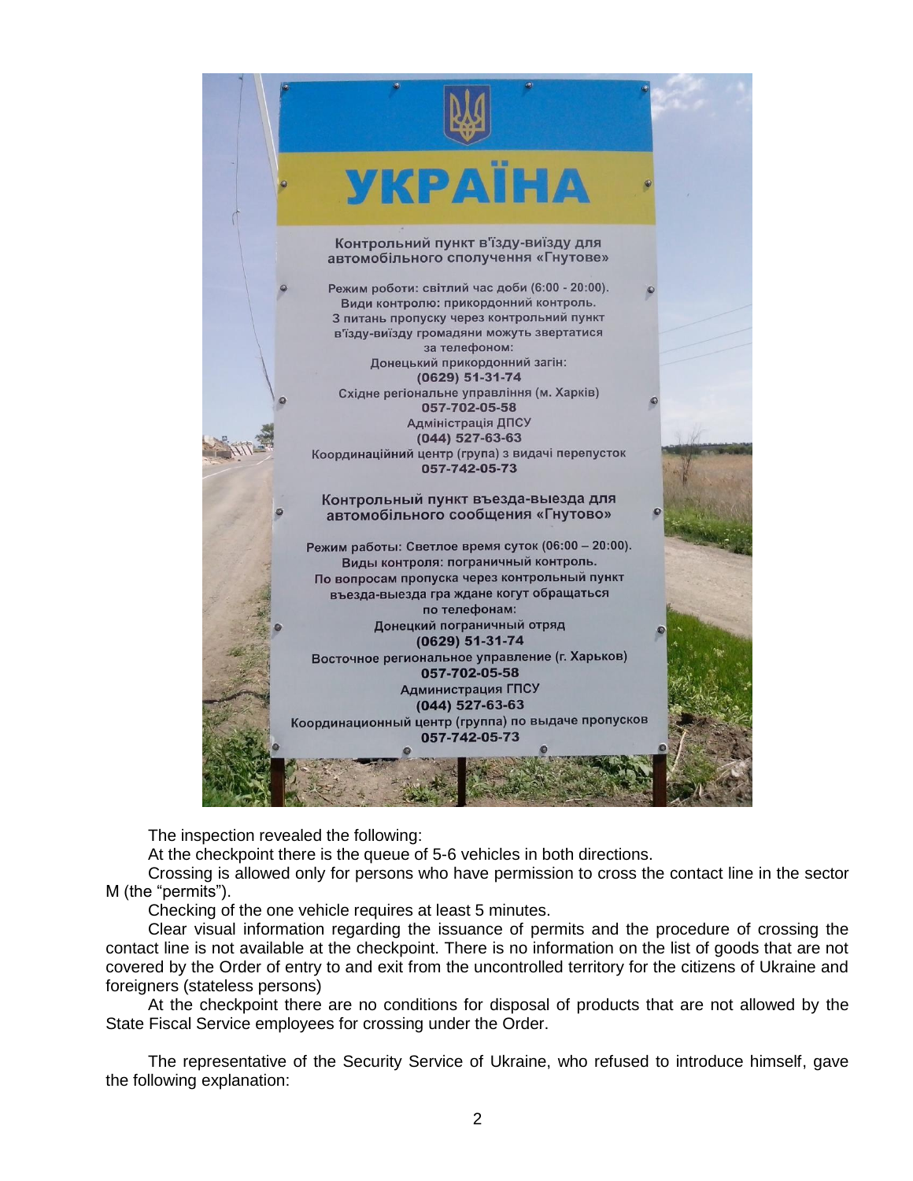The inspection revealed the following:

At the checkpoint there is the queue of 5-6 vehicles in both directions.

Crossing is allowed only for persons who have permission to cross the contact line in the sector M (the "permits").

Checking of the one vehicle requires at least 5 minutes.

Clear visual information regarding the issuance of permits and the procedure of crossing the contact line is not available at the checkpoint. There is no information on the list of goods that are not covered by the Order of entry to and exit from the uncontrolled territory for the citizens of Ukraine and foreigners (stateless persons)

At the checkpoint there are no conditions for disposal of products that are not allowed by the State Fiscal Service employees for crossing under the Order.

The representative of the Security Service of Ukraine, who refused to introduce himself, gave the following explanation: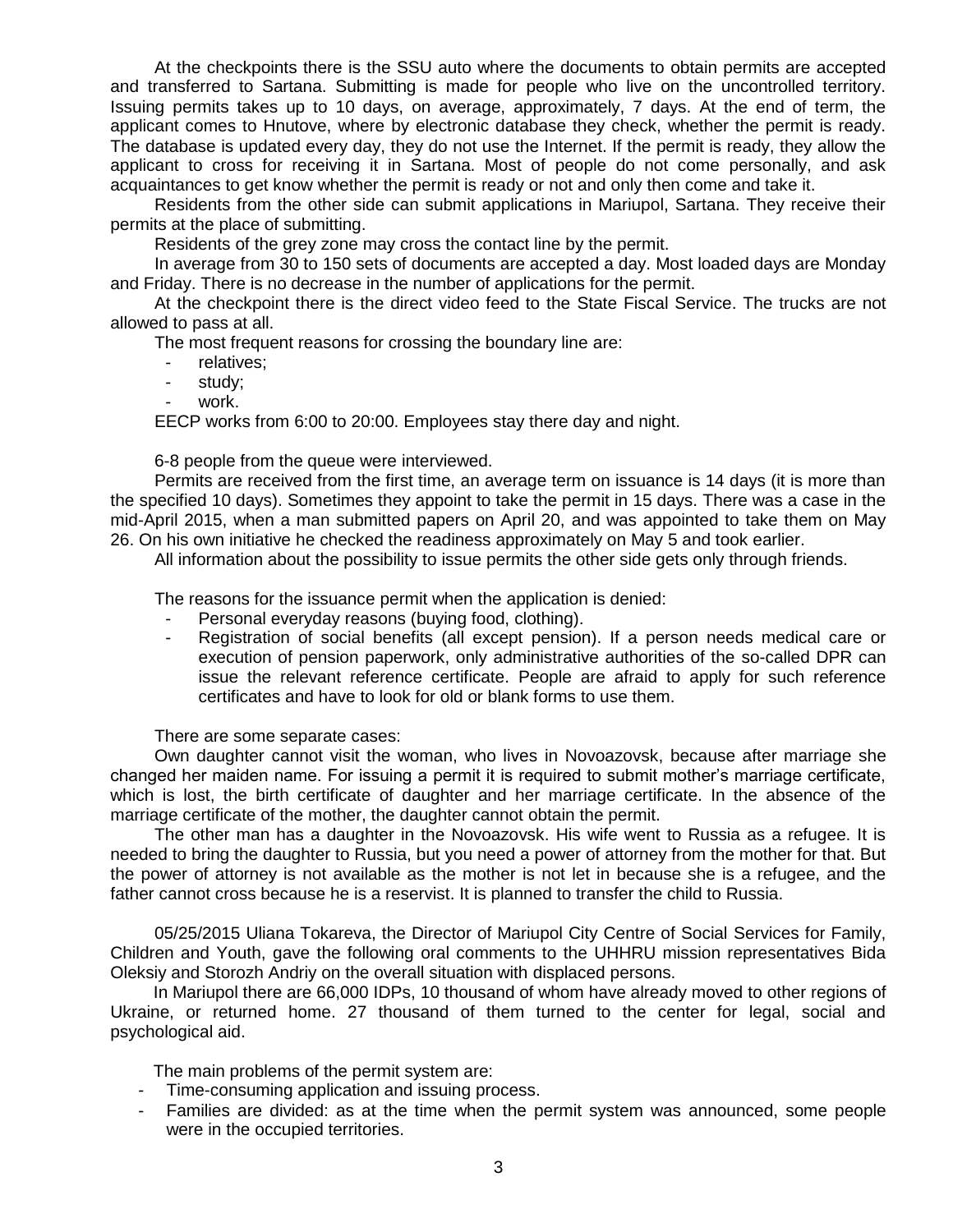At the checkpoints there is the SSU auto where the documents to obtain permits are accepted and transferred to Sartana. Submitting is made for people who live on the uncontrolled territory. Issuing permits takes up to 10 days, on average, approximately, 7 days. At the end of term, the applicant comes to Hnutove, where by electronic database they check, whether the permit is ready. The database is updated every day, they do not use the Internet. If the permit is ready, they allow the applicant to cross for receiving it in Sartana. Most of people do not come personally, and ask acquaintances to get know whether the permit is ready or not and only then come and take it.

Residents from the other side can submit applications in Mariupol, Sartana. They receive their permits at the place of submitting.

Residents of the grey zone may cross the contact line by the permit.

In average from 30 to 150 sets of documents are accepted a day. Most loaded days are Monday and Friday. There is no decrease in the number of applications for the permit.

At the checkpoint there is the direct video feed to the State Fiscal Service. The trucks are not allowed to pass at all.

The most frequent reasons for crossing the boundary line are:

- relatives;
- study;
- work.

EECP works from 6:00 to 20:00. Employees stay there day and night.

6-8 people from the queue were interviewed.

Permits are received from the first time, an average term on issuance is 14 days (it is more than the specified 10 days). Sometimes they appoint to take the permit in 15 days. There was a case in the mid-April 2015, when a man submitted papers on April 20, and was appointed to take them on May 26. On his own initiative he checked the readiness approximately on May 5 and took earlier.

All information about the possibility to issue permits the other side gets only through friends.

The reasons for the issuance permit when the application is denied:

- Personal everyday reasons (buying food, clothing).
- Registration of social benefits (all except pension). If a person needs medical care or execution of pension paperwork, only administrative authorities of the so-called DPR can issue the relevant reference certificate. People are afraid to apply for such reference certificates and have to look for old or blank forms to use them.

There are some separate cases:

Own daughter cannot visit the woman, who lives in Novoazovsk, because after marriage she changed her maiden name. For issuing a permit it is required to submit mother's marriage certificate, which is lost, the birth certificate of daughter and her marriage certificate. In the absence of the marriage certificate of the mother, the daughter cannot obtain the permit.

The other man has a daughter in the Novoazovsk. His wife went to Russia as a refugee. It is needed to bring the daughter to Russia, but you need a power of attorney from the mother for that. But the power of attorney is not available as the mother is not let in because she is a refugee, and the father cannot cross because he is a reservist. It is planned to transfer the child to Russia.

05/25/2015 Uliana Tokareva, the Director of Mariupol City Centre of Social Services for Family, Children and Youth, gave the following oral comments to the UHHRU mission representatives Bida Oleksiy and Storozh Andriy on the overall situation with displaced persons.

In Mariupol there are 66,000 IDPs, 10 thousand of whom have already moved to other regions of Ukraine, or returned home. 27 thousand of them turned to the center for legal, social and psychological aid.

The main problems of the permit system are:

- Time-consuming application and issuing process.
- Families are divided: as at the time when the permit system was announced, some people were in the occupied territories.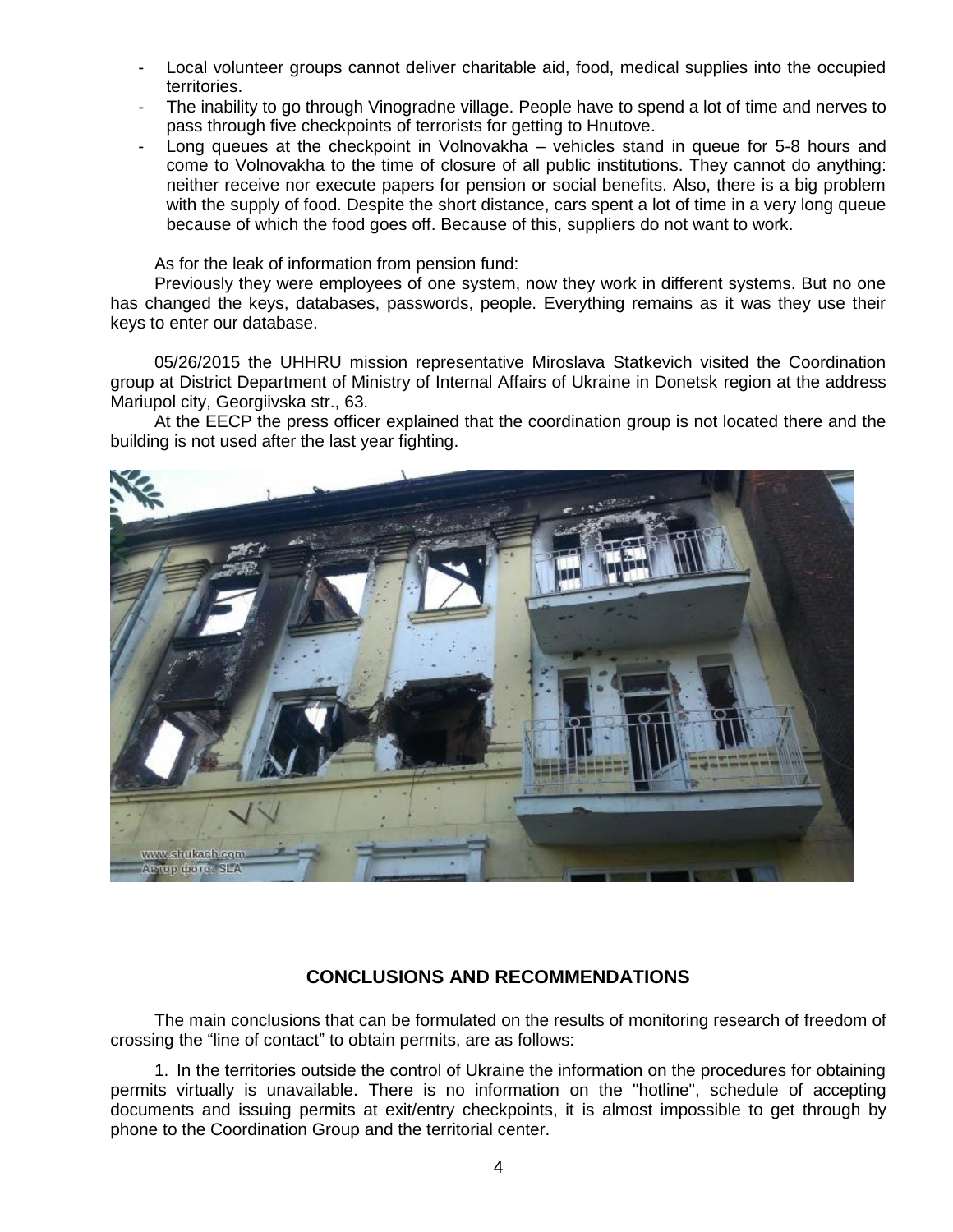- Local volunteer groups cannot deliver charitable aid, food, medical supplies into the occupied territories.
- The inability to go through Vinogradne village. People have to spend a lot of time and nerves to pass through five checkpoints of terrorists for getting to Hnutove.
- Long queues at the checkpoint in Volnovakha – vehicles stand in queue for 5-8 hours and come to Volnovakha to the time of closure of all public institutions. They cannot do anything: neither receive nor execute papers for pension or social benefits. Also, there is a big problem with the supply of food. Despite the short distance, cars spent a lot of time in a very long queue because of which the food goes off. Because of this, suppliers do not want to work.

As for the leak of information from pension fund:

Previously they were employees of one system, now they work in different systems. But no one has changed the keys, databases, passwords, people. Everything remains as it was they use their keys to enter our database.

05/26/2015 the UHHRU mission representative Miroslava Statkevich visited the Coordination group at District Department of Ministry of Internal Affairs of Ukraine in Donetsk region at the address Mariupol city, Georgiivska str., 63.

At the EECP the press officer explained that the coordination group is not located there and the building is not used after the last year fighting.

## CONCLUSIONS AND RECOMMENDATIONS

The main conclusions that can be formulated on the results of monitoring research of freedom of crossing the "line of contact" to obtain permits, are as follows:

1. In the territories outside the control of Ukraine the information on the procedures for obtaining permits virtually is unavailable. There is no information on the "hotline", schedule of accepting documents and issuing permits at exit/entry checkpoints, it is almost impossible to get through by phone to the Coordination Group and the territorial center.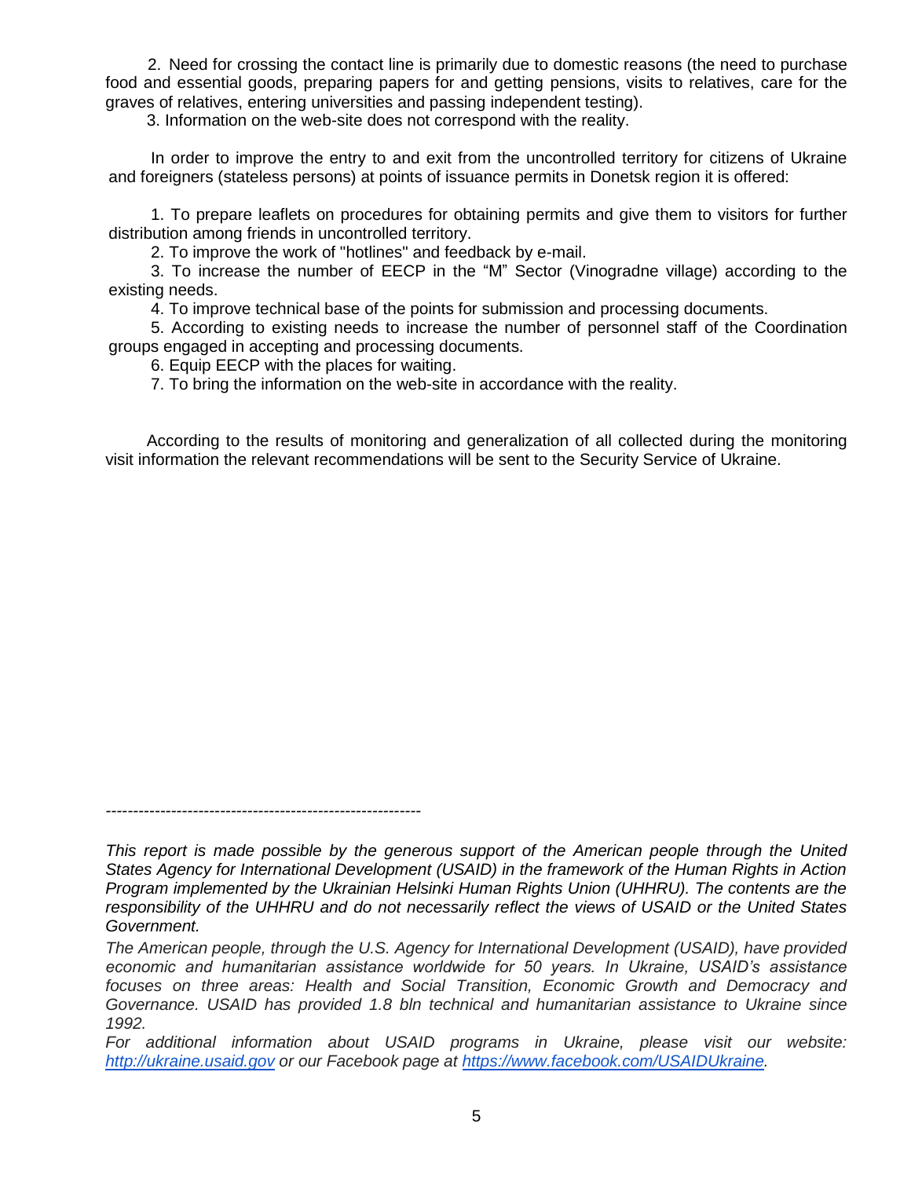2. Need for crossing the contact line is primarily due to domestic reasons (the need to purchase food and essential goods, preparing papers for and getting pensions, visits to relatives, care for the graves of relatives, entering universities and passing independent testing).

3. Information on the web-site does not correspond with the reality.

In order to improve the entry to and exit from the uncontrolled territory for citizens of Ukraine and foreigners (stateless persons) at points of issuance permits in Donetsk region it is offered:

1. To prepare leaflets on procedures for obtaining permits and give them to visitors for further distribution among friends in uncontrolled territory.
2. To improve the work of "hotlines" and feedback by e-mail.
3. To increase the number of EECP in the “M” Sector (Vinogradne village) according to the existing needs.
4. To improve technical base of the points for submission and processing documents.
5. According to existing needs to increase the number of personnel staff of the Coordination groups engaged in accepting and processing documents.
6. Equip EECP with the places for waiting.
7. To bring the information on the web-site in accordance with the reality.

According to the results of monitoring and generalization of all collected during the monitoring visit information the relevant recommendations will be sent to the Security Service of Ukraine.

----------------------------------------------------------

*This report is made possible by the generous support of the American people through the United States Agency for International Development (USAID) in the framework of the Human Rights in Action Program implemented by the Ukrainian Helsinki Human Rights Union (UHHRU). The contents are the responsibility of the UHHRU and do not necessarily reflect the views of USAID or the United States Government.*

*The American people, through the U.S. Agency for International Development (USAID), have provided economic and humanitarian assistance worldwide for 50 years. In Ukraine, USAID’s assistance focuses on three areas: Health and Social Transition, Economic Growth and Democracy and Governance. USAID has provided 1.8 bln technical and humanitarian assistance to Ukraine since 1992.*

*For additional information about USAID programs in Ukraine, please visit our website: http://ukraine.usaid.gov or our Facebook page at https://www.facebook.com/USAIDUkraine.*